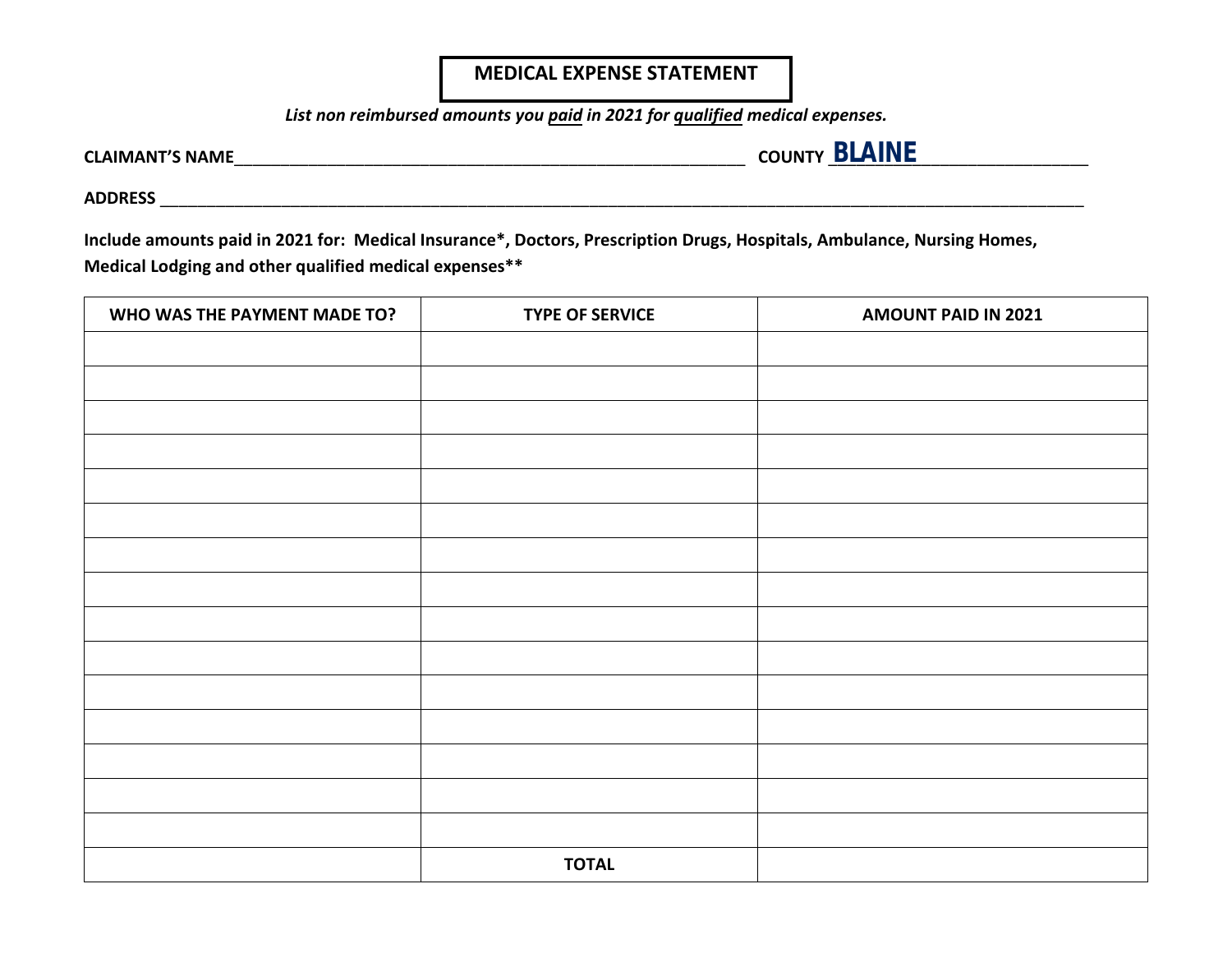# MEDICAL EXPENSE STATEMENT

***List non reimbursed amounts you paid in 2021 for qualified medical expenses.***

**CLAIMANT'S NAME**_______________________________________________ **COUNTY** BLAINE

**ADDRESS** ____________________________________________________________________________________

**Include amounts paid in 2021 for: Medical Insurance*, Doctors, Prescription Drugs, Hospitals, Ambulance, Nursing Homes, Medical Lodging and other qualified medical expenses****

| WHO WAS THE PAYMENT MADE TO? | TYPE OF SERVICE | AMOUNT PAID IN 2021 |
|---|---|---|
| | | |
| | | |
| | | |
| | | |
| | | |
| | | |
| | | |
| | | |
| | | |
| | | |
| | | |
| | | |
| | | |
| | | |
| | | |
| | **TOTAL** | |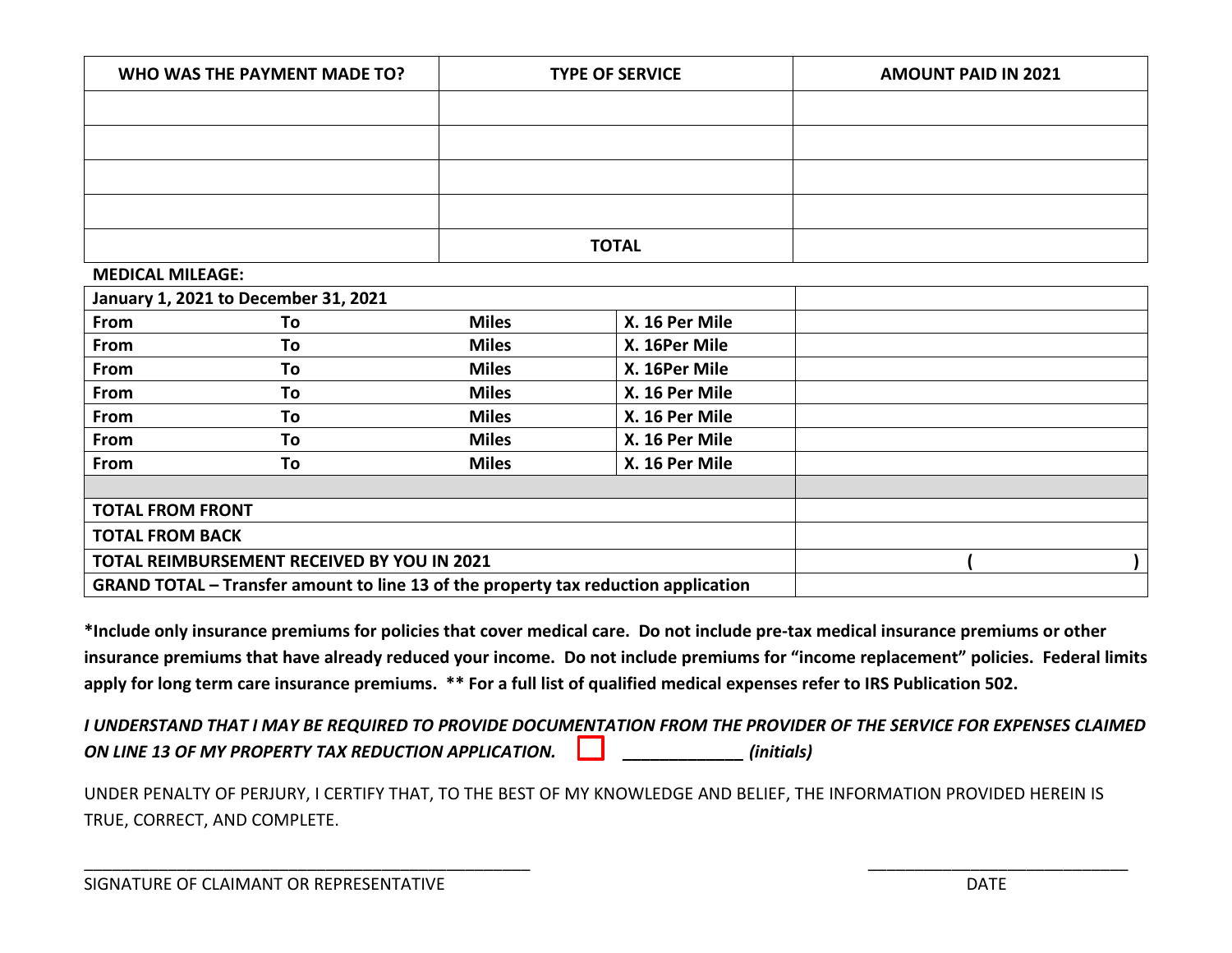| WHO WAS THE PAYMENT MADE TO? | TYPE OF SERVICE | AMOUNT PAID IN 2021 |
|---|---|---|
| | | |
| | | |
| | | |
| | | |
| | TOTAL | |

**MEDICAL MILEAGE:**

| | | | | |
|---|---|---|---|---|
| **January 1, 2021 to December 31, 2021** | | | | |
| **From** | **To** | **Miles** | **X. 16 Per Mile** | |
| **From** | **To** | **Miles** | **X. 16Per Mile** | |
| **From** | **To** | **Miles** | **X. 16Per Mile** | |
| **From** | **To** | **Miles** | **X. 16 Per Mile** | |
| **From** | **To** | **Miles** | **X. 16 Per Mile** | |
| **From** | **To** | **Miles** | **X. 16 Per Mile** | |
| **From** | **To** | **Miles** | **X. 16 Per Mile** | |
| | | | | |
| **TOTAL FROM FRONT** | | | | |
| **TOTAL FROM BACK** | | | | |
| **TOTAL REIMBURSEMENT RECEIVED BY YOU IN 2021** | | | | **( )** |
| **GRAND TOTAL – Transfer amount to line 13 of the property tax reduction application** | | | | |

**\*Include only insurance premiums for policies that cover medical care. Do not include pre-tax medical insurance premiums or other insurance premiums that have already reduced your income. Do not include premiums for "income replacement" policies. Federal limits apply for long term care insurance premiums. \*\* For a full list of qualified medical expenses refer to IRS Publication 502.**

***I UNDERSTAND THAT I MAY BE REQUIRED TO PROVIDE DOCUMENTATION FROM THE PROVIDER OF THE SERVICE FOR EXPENSES CLAIMED ON LINE 13 OF MY PROPERTY TAX REDUCTION APPLICATION.*** ☐ _____________ *(initials)*

UNDER PENALTY OF PERJURY, I CERTIFY THAT, TO THE BEST OF MY KNOWLEDGE AND BELIEF, THE INFORMATION PROVIDED HEREIN IS TRUE, CORRECT, AND COMPLETE.

_____________________________________________________ 
SIGNATURE OF CLAIMANT OR REPRESENTATIVE

______________________________ 
DATE